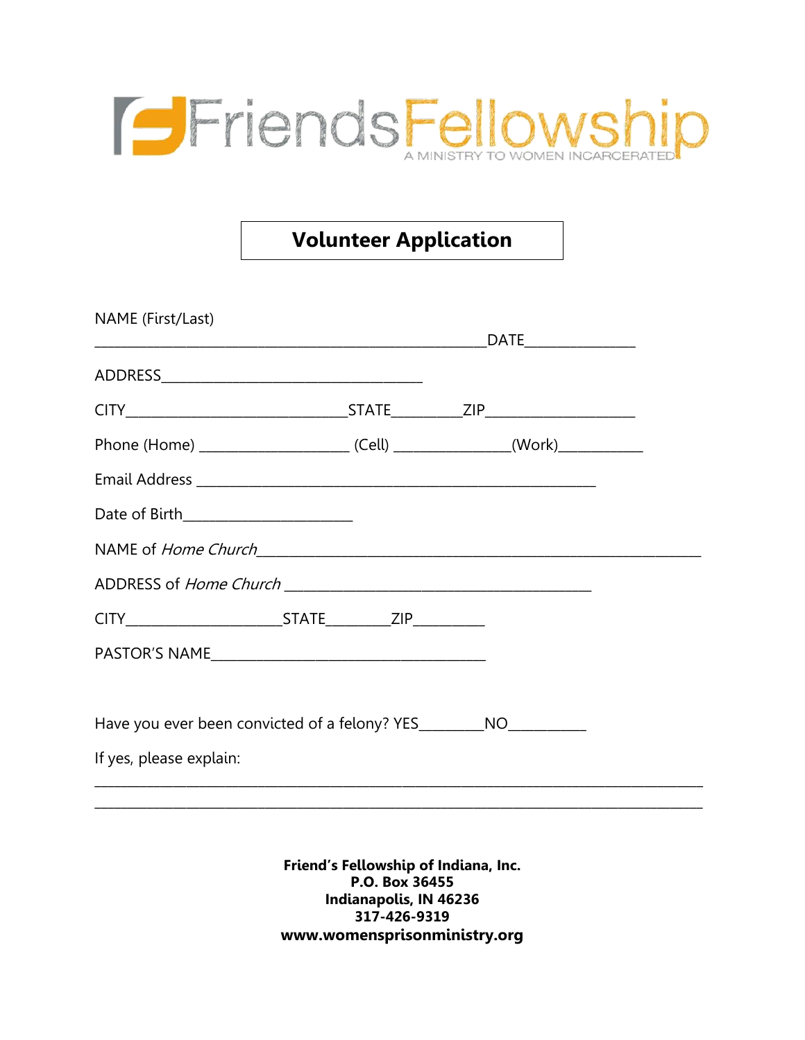FriendsFellowship

A MINISTRY TO WOMEN INCARCERATED

# Volunteer Application

NAME (First/Last) ______________________________________________________DATE_______________

ADDRESS____________________________________

CITY______________________________STATE_________ZIP____________________

Phone (Home) ____________________ (Cell) _______________(Work)___________

Email Address _______________________________________________________

Date of Birth______________________

NAME of *Home Church*_____________________________________________________________

ADDRESS of *Home Church* __________________________________________

CITY_____________________STATE________ZIP_________

PASTOR'S NAME______________________________________

Have you ever been convicted of a felony? YES________NO__________

If yes, please explain:

____________________________________________________________________________________

____________________________________________________________________________________

**Friend's Fellowship of Indiana, Inc.**
**P.O. Box 36455**
**Indianapolis, IN 46236**
**317-426-9319**
**www.womensprisonministry.org**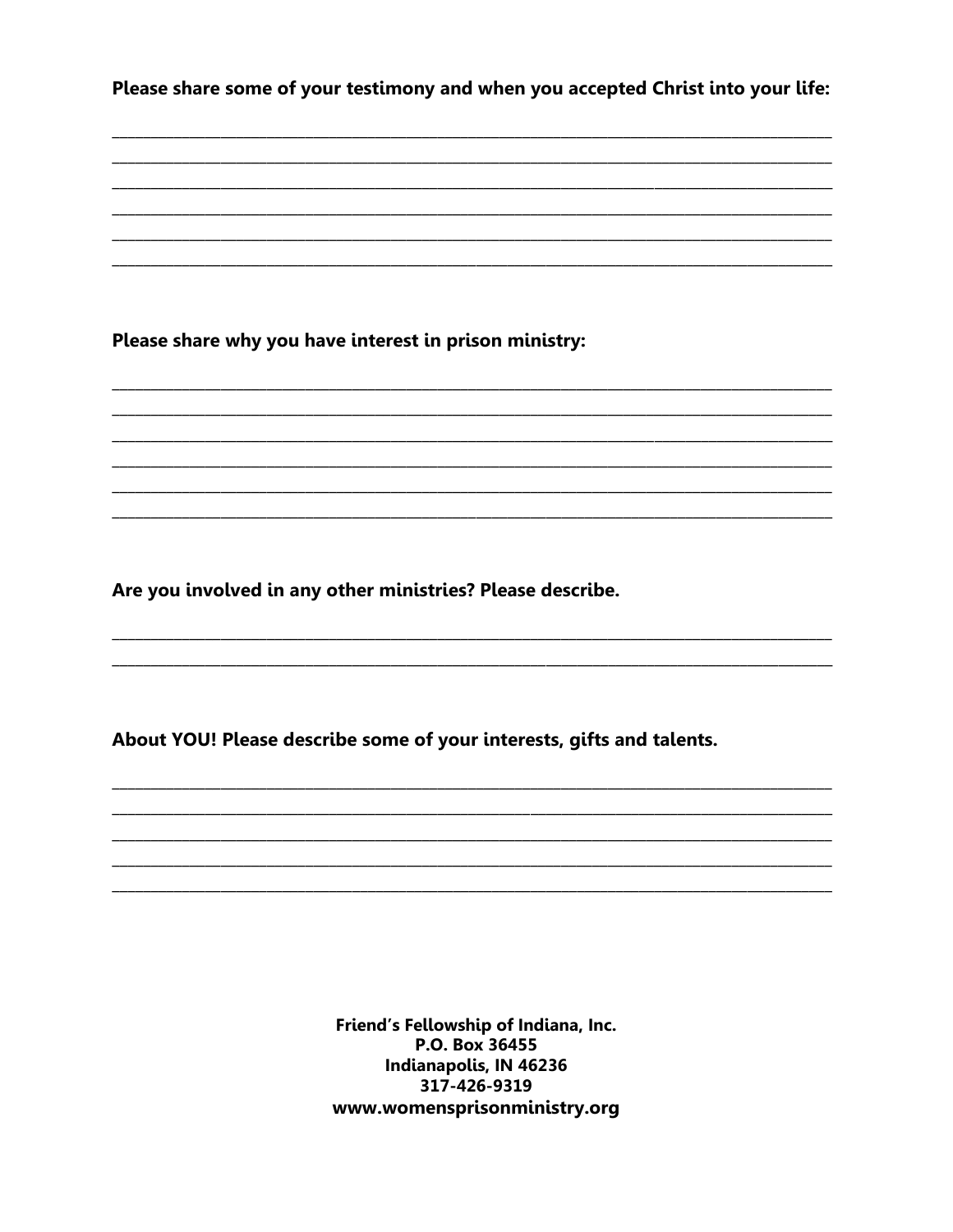**Please share some of your testimony and when you accepted Christ into your life:**

______________________________________________________________________________

______________________________________________________________________________

______________________________________________________________________________

______________________________________________________________________________

______________________________________________________________________________

______________________________________________________________________________

**Please share why you have interest in prison ministry:**

______________________________________________________________________________

______________________________________________________________________________

______________________________________________________________________________

______________________________________________________________________________

______________________________________________________________________________

______________________________________________________________________________

**Are you involved in any other ministries? Please describe.**

______________________________________________________________________________

______________________________________________________________________________

**About YOU! Please describe some of your interests, gifts and talents.**

______________________________________________________________________________

______________________________________________________________________________

______________________________________________________________________________

______________________________________________________________________________

______________________________________________________________________________

**Friend's Fellowship of Indiana, Inc.**
**P.O. Box 36455**
**Indianapolis, IN 46236**
**317-426-9319**
**www.womensprisonministry.org**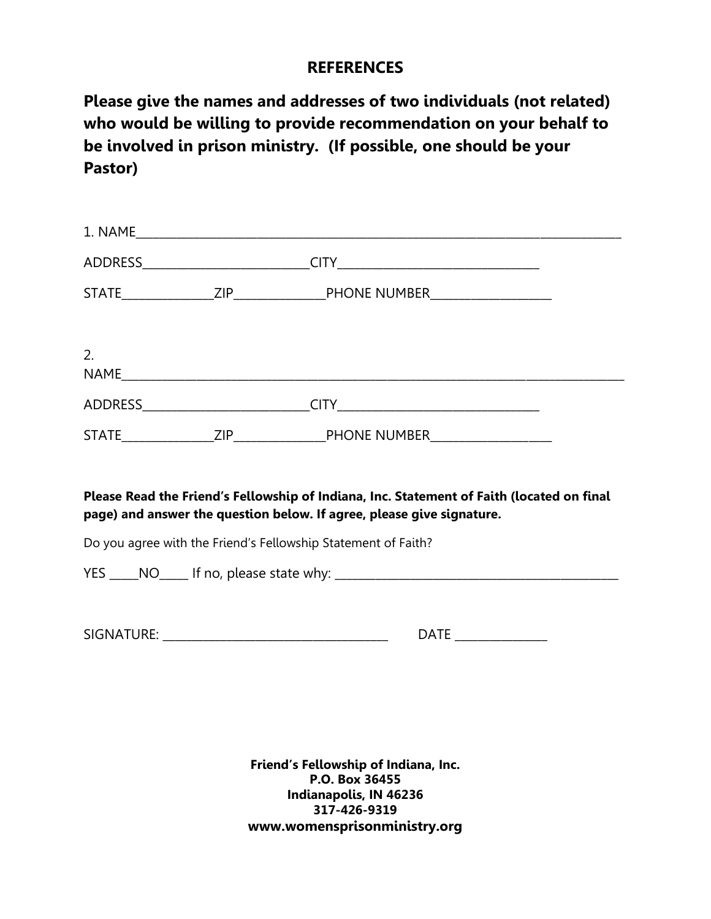## REFERENCES

**Please give the names and addresses of two individuals (not related) who would be willing to provide recommendation on your behalf to be involved in prison ministry. (If possible, one should be your Pastor)**

1. NAME_______________________________________________________________________________

ADDRESS___________________________CITY________________________________

STATE_______________ZIP_______________PHONE NUMBER___________________

2. NAME_______________________________________________________________________________

ADDRESS___________________________CITY________________________________

STATE_______________ZIP_______________PHONE NUMBER___________________

**Please Read the Friend's Fellowship of Indiana, Inc. Statement of Faith (located on final page) and answer the question below. If agree, please give signature.**

Do you agree with the Friend's Fellowship Statement of Faith?

YES _____NO_____ If no, please state why: _______________________________________________

SIGNATURE: _____________________________________ DATE _______________

**Friend's Fellowship of Indiana, Inc.**
**P.O. Box 36455**
**Indianapolis, IN 46236**
**317-426-9319**
**www.womensprisonministry.org**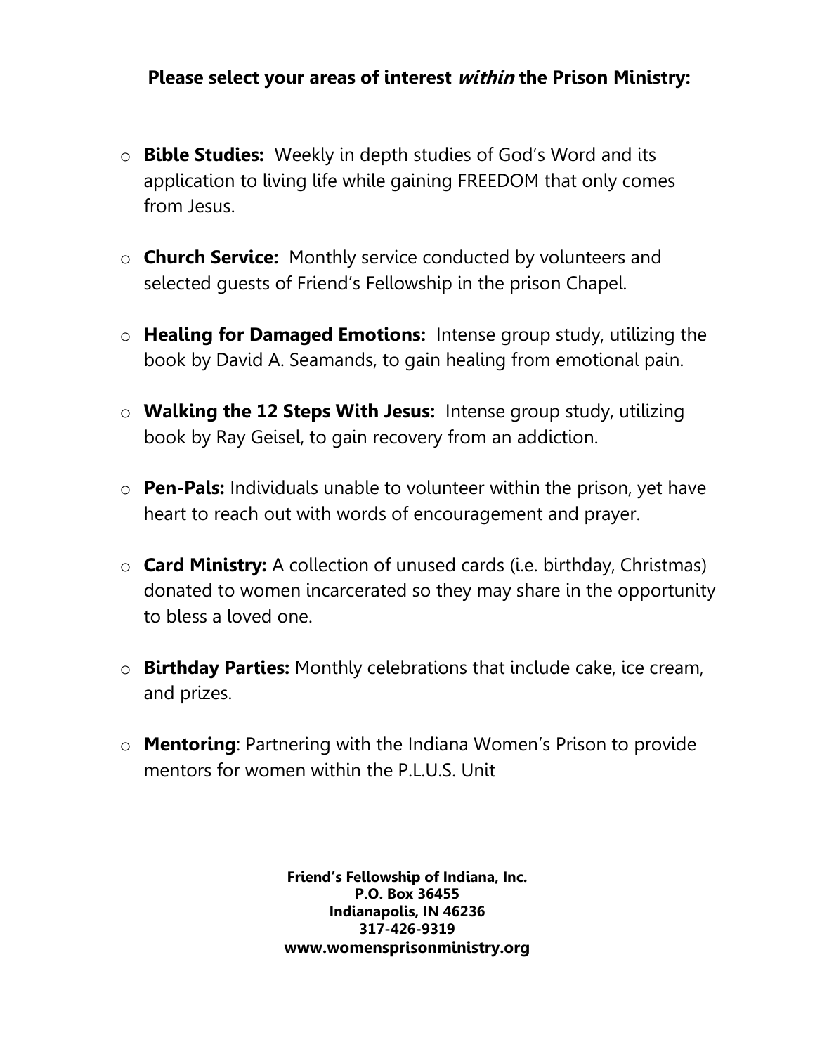**Please select your areas of interest *within* the Prison Ministry:**

- **Bible Studies:** Weekly in depth studies of God's Word and its application to living life while gaining FREEDOM that only comes from Jesus.

- **Church Service:** Monthly service conducted by volunteers and selected guests of Friend's Fellowship in the prison Chapel.

- **Healing for Damaged Emotions:** Intense group study, utilizing the book by David A. Seamands, to gain healing from emotional pain.

- **Walking the 12 Steps With Jesus:** Intense group study, utilizing book by Ray Geisel, to gain recovery from an addiction.

- **Pen-Pals:** Individuals unable to volunteer within the prison, yet have heart to reach out with words of encouragement and prayer.

- **Card Ministry:** A collection of unused cards (i.e. birthday, Christmas) donated to women incarcerated so they may share in the opportunity to bless a loved one.

- **Birthday Parties:** Monthly celebrations that include cake, ice cream, and prizes.

- **Mentoring**: Partnering with the Indiana Women's Prison to provide mentors for women within the P.L.U.S. Unit

**Friend's Fellowship of Indiana, Inc.**
**P.O. Box 36455**
**Indianapolis, IN 46236**
**317-426-9319**
**www.womensprisonministry.org**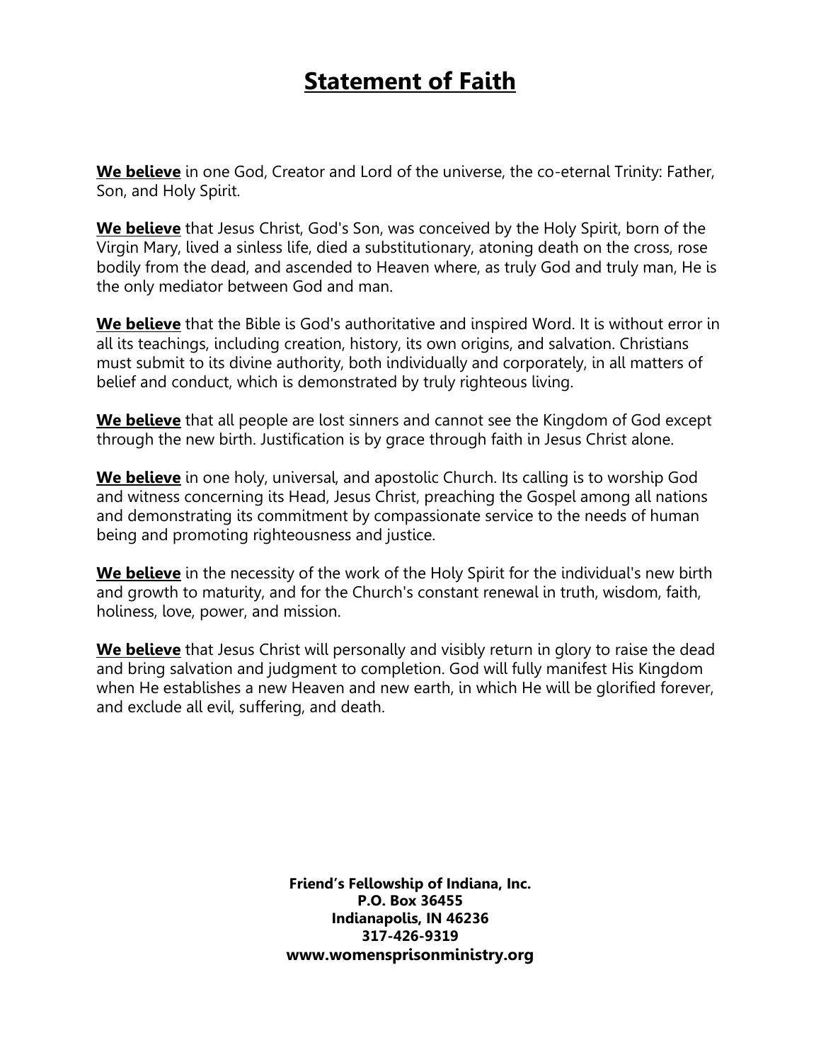# Statement of Faith

**We believe** in one God, Creator and Lord of the universe, the co-eternal Trinity: Father, Son, and Holy Spirit.

**We believe** that Jesus Christ, God's Son, was conceived by the Holy Spirit, born of the Virgin Mary, lived a sinless life, died a substitutionary, atoning death on the cross, rose bodily from the dead, and ascended to Heaven where, as truly God and truly man, He is the only mediator between God and man.

**We believe** that the Bible is God's authoritative and inspired Word. It is without error in all its teachings, including creation, history, its own origins, and salvation. Christians must submit to its divine authority, both individually and corporately, in all matters of belief and conduct, which is demonstrated by truly righteous living.

**We believe** that all people are lost sinners and cannot see the Kingdom of God except through the new birth. Justification is by grace through faith in Jesus Christ alone.

**We believe** in one holy, universal, and apostolic Church. Its calling is to worship God and witness concerning its Head, Jesus Christ, preaching the Gospel among all nations and demonstrating its commitment by compassionate service to the needs of human being and promoting righteousness and justice.

**We believe** in the necessity of the work of the Holy Spirit for the individual's new birth and growth to maturity, and for the Church's constant renewal in truth, wisdom, faith, holiness, love, power, and mission.

**We believe** that Jesus Christ will personally and visibly return in glory to raise the dead and bring salvation and judgment to completion. God will fully manifest His Kingdom when He establishes a new Heaven and new earth, in which He will be glorified forever, and exclude all evil, suffering, and death.

**Friend's Fellowship of Indiana, Inc.**
**P.O. Box 36455**
**Indianapolis, IN 46236**
**317-426-9319**
**www.womensprisonministry.org**